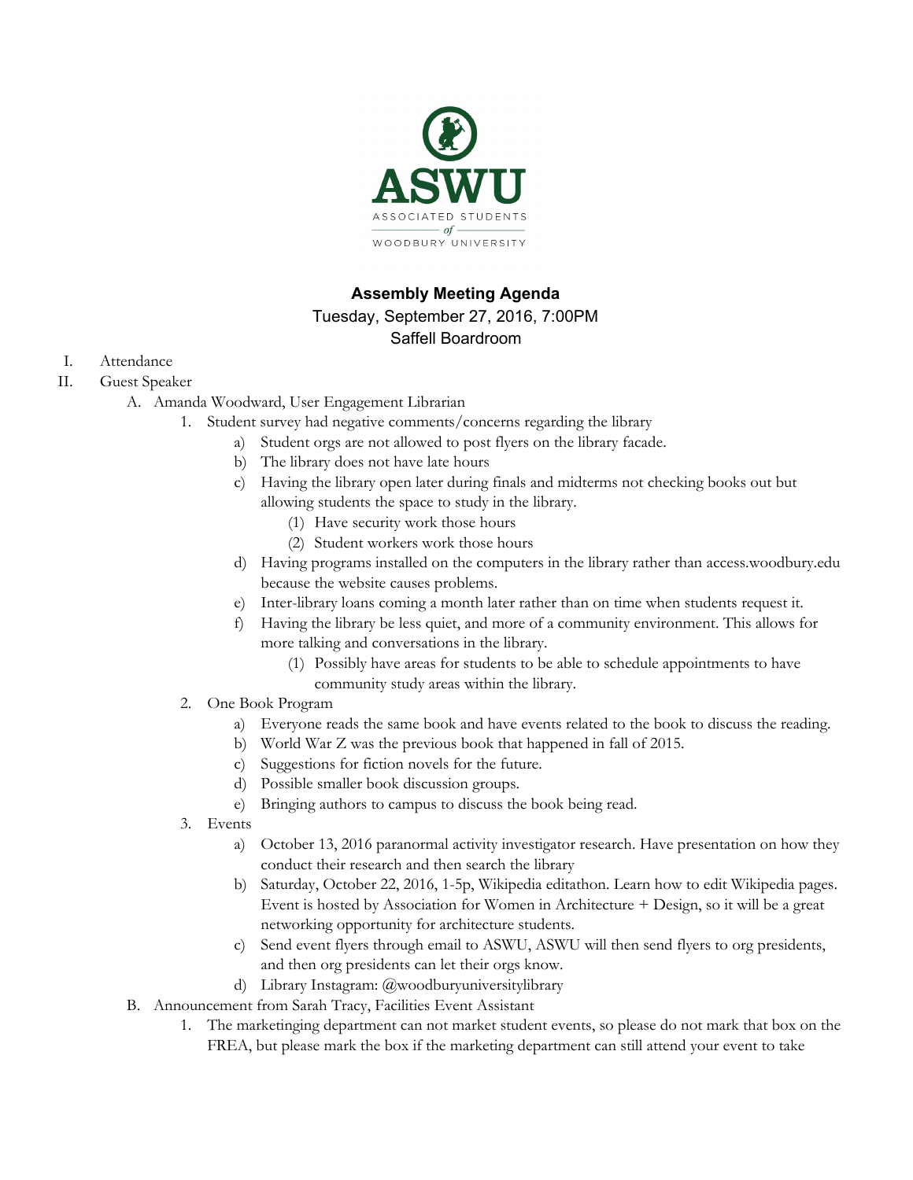ASWU

ASSOCIATED STUDENTS of WOODBURY UNIVERSITY

# Assembly Meeting Agenda

Tuesday, September 27, 2016, 7:00PM

Saffell Boardroom

I. Attendance

II. Guest Speaker

  A. Amanda Woodward, User Engagement Librarian

    1. Student survey had negative comments/concerns regarding the library

      a) Student orgs are not allowed to post flyers on the library facade.

      b) The library does not have late hours

      c) Having the library open later during finals and midterms not checking books out but allowing students the space to study in the library.

        (1) Have security work those hours

        (2) Student workers work those hours

      d) Having programs installed on the computers in the library rather than access.woodbury.edu because the website causes problems.

      e) Inter-library loans coming a month later rather than on time when students request it.

      f) Having the library be less quiet, and more of a community environment. This allows for more talking and conversations in the library.

        (1) Possibly have areas for students to be able to schedule appointments to have community study areas within the library.

    2. One Book Program

      a) Everyone reads the same book and have events related to the book to discuss the reading.

      b) World War Z was the previous book that happened in fall of 2015.

      c) Suggestions for fiction novels for the future.

      d) Possible smaller book discussion groups.

      e) Bringing authors to campus to discuss the book being read.

    3. Events

      a) October 13, 2016 paranormal activity investigator research. Have presentation on how they conduct their research and then search the library

      b) Saturday, October 22, 2016, 1-5p, Wikipedia editathon. Learn how to edit Wikipedia pages. Event is hosted by Association for Women in Architecture + Design, so it will be a great networking opportunity for architecture students.

      c) Send event flyers through email to ASWU, ASWU will then send flyers to org presidents, and then org presidents can let their orgs know.

      d) Library Instagram: @woodburyuniversitylibrary

  B. Announcement from Sarah Tracy, Facilities Event Assistant

    1. The marketinging department can not market student events, so please do not mark that box on the FREA, but please mark the box if the marketing department can still attend your event to take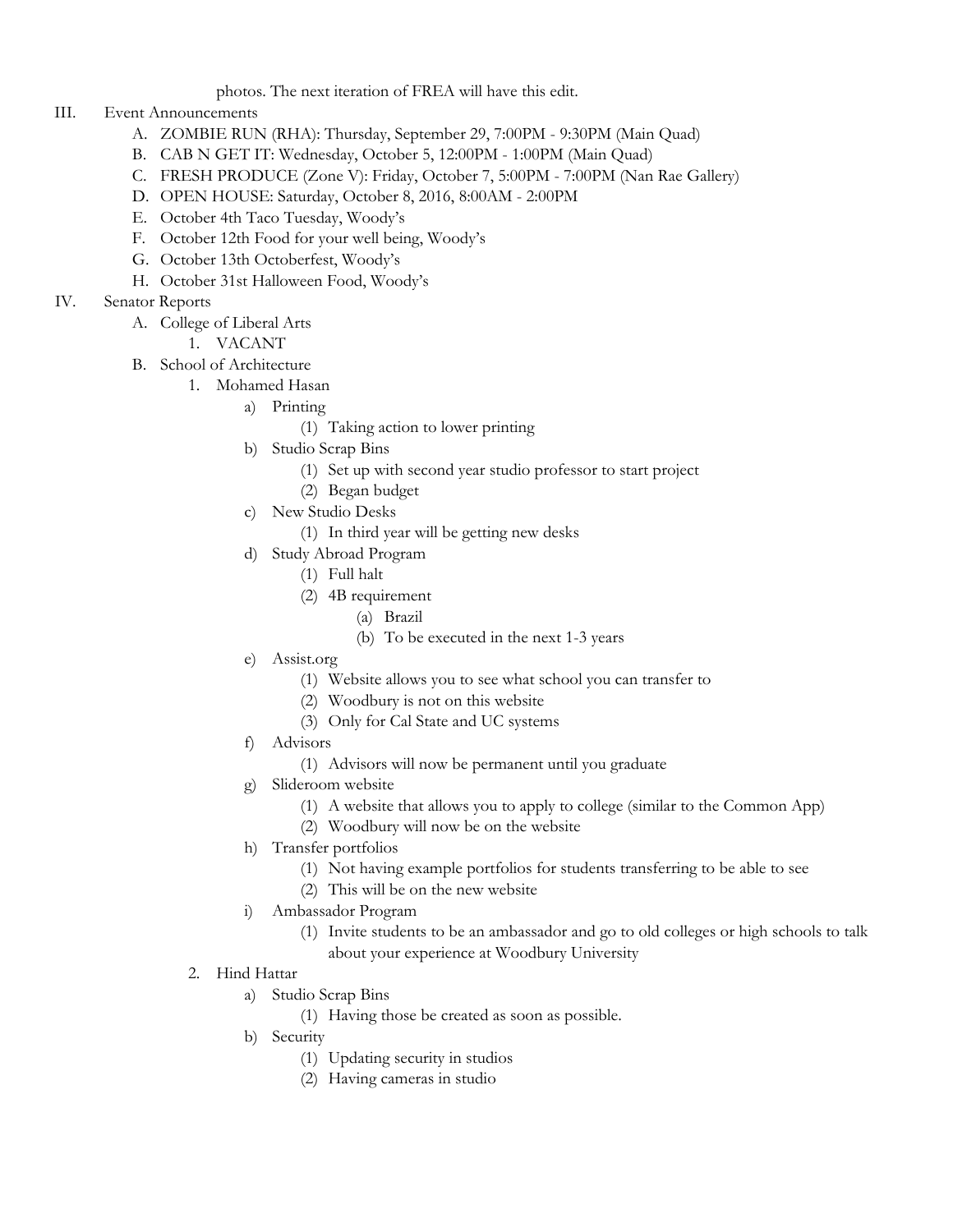photos. The next iteration of FREA will have this edit.

III. Event Announcements
   A. ZOMBIE RUN (RHA): Thursday, September 29, 7:00PM - 9:30PM (Main Quad)
   B. CAB N GET IT: Wednesday, October 5, 12:00PM - 1:00PM (Main Quad)
   C. FRESH PRODUCE (Zone V): Friday, October 7, 5:00PM - 7:00PM (Nan Rae Gallery)
   D. OPEN HOUSE: Saturday, October 8, 2016, 8:00AM - 2:00PM
   E. October 4th Taco Tuesday, Woody's
   F. October 12th Food for your well being, Woody's
   G. October 13th Octoberfest, Woody's
   H. October 31st Halloween Food, Woody's

IV. Senator Reports
   A. College of Liberal Arts
      1. VACANT
   B. School of Architecture
      1. Mohamed Hasan
         a) Printing
            (1) Taking action to lower printing
         b) Studio Scrap Bins
            (1) Set up with second year studio professor to start project
            (2) Began budget
         c) New Studio Desks
            (1) In third year will be getting new desks
         d) Study Abroad Program
            (1) Full halt
            (2) 4B requirement
               (a) Brazil
               (b) To be executed in the next 1-3 years
         e) Assist.org
            (1) Website allows you to see what school you can transfer to
            (2) Woodbury is not on this website
            (3) Only for Cal State and UC systems
         f) Advisors
            (1) Advisors will now be permanent until you graduate
         g) Slideroom website
            (1) A website that allows you to apply to college (similar to the Common App)
            (2) Woodbury will now be on the website
         h) Transfer portfolios
            (1) Not having example portfolios for students transferring to be able to see
            (2) This will be on the new website
         i) Ambassador Program
            (1) Invite students to be an ambassador and go to old colleges or high schools to talk about your experience at Woodbury University
      2. Hind Hattar
         a) Studio Scrap Bins
            (1) Having those be created as soon as possible.
         b) Security
            (1) Updating security in studios
            (2) Having cameras in studio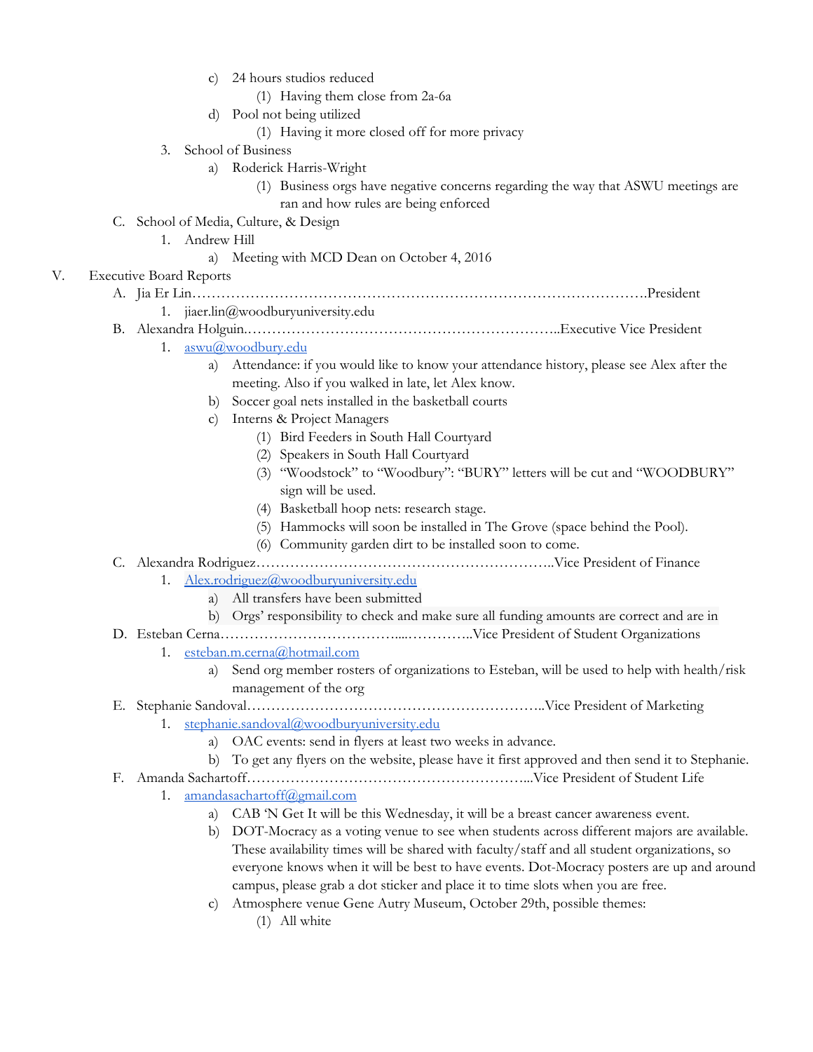c) 24 hours studios reduced
                (1) Having them close from 2a-6a
            d) Pool not being utilized
                (1) Having it more closed off for more privacy
        3. School of Business
            a) Roderick Harris-Wright
                (1) Business orgs have negative concerns regarding the way that ASWU meetings are ran and how rules are being enforced
    C. School of Media, Culture, & Design
        1. Andrew Hill
            a) Meeting with MCD Dean on October 4, 2016

V. Executive Board Reports
    A. Jia Er Lin……………………………………………………………………………….President
        1. jiaer.lin@woodburyuniversity.edu
    B. Alexandra Holguin.………………………………………………………..Executive Vice President
        1. [aswu@woodbury.edu](mailto:aswu@woodbury.edu)
            a) Attendance: if you would like to know your attendance history, please see Alex after the meeting. Also if you walked in late, let Alex know.
            b) Soccer goal nets installed in the basketball courts
            c) Interns & Project Managers
                (1) Bird Feeders in South Hall Courtyard
                (2) Speakers in South Hall Courtyard
                (3) "Woodstock" to "Woodbury": "BURY" letters will be cut and "WOODBURY" sign will be used.
                (4) Basketball hoop nets: research stage.
                (5) Hammocks will soon be installed in The Grove (space behind the Pool).
                (6) Community garden dirt to be installed soon to come.
    C. Alexandra Rodriguez……………………………………………………..Vice President of Finance
        1. [Alex.rodriguez@woodburyuniversity.edu](mailto:Alex.rodriguez@woodburyuniversity.edu)
            a) All transfers have been submitted
            b) Orgs' responsibility to check and make sure all funding amounts are correct and are in
    D. Esteban Cerna……………………………....…………..Vice President of Student Organizations
        1. [esteban.m.cerna@hotmail.com](mailto:esteban.m.cerna@hotmail.com)
            a) Send org member rosters of organizations to Esteban, will be used to help with health/risk management of the org
    E. Stephanie Sandoval……………………………………………………..Vice President of Marketing
        1. [stephanie.sandoval@woodburyuniversity.edu](mailto:stephanie.sandoval@woodburyuniversity.edu)
            a) OAC events: send in flyers at least two weeks in advance.
            b) To get any flyers on the website, please have it first approved and then send it to Stephanie.
    F. Amanda Sachartoff…………………………………………………...Vice President of Student Life
        1. [amandasachartoff@gmail.com](mailto:amandasachartoff@gmail.com)
            a) CAB 'N Get It will be this Wednesday, it will be a breast cancer awareness event.
            b) DOT-Mocracy as a voting venue to see when students across different majors are available. These availability times will be shared with faculty/staff and all student organizations, so everyone knows when it will be best to have events. Dot-Mocracy posters are up and around campus, please grab a dot sticker and place it to time slots when you are free.
            c) Atmosphere venue Gene Autry Museum, October 29th, possible themes:
                (1) All white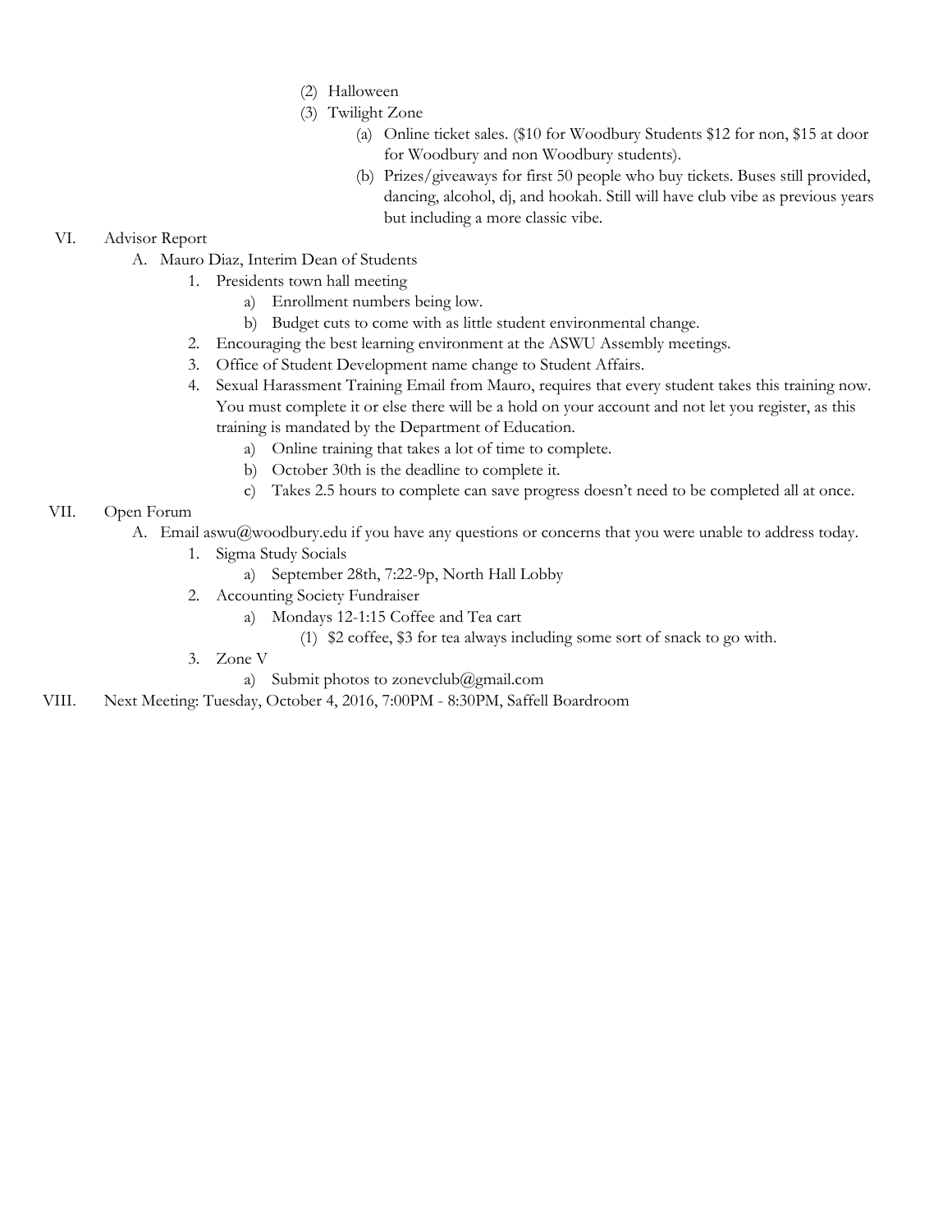(2) Halloween
            (3) Twilight Zone
                (a) Online ticket sales. ($10 for Woodbury Students $12 for non, $15 at door for Woodbury and non Woodbury students).
                (b) Prizes/giveaways for first 50 people who buy tickets. Buses still provided, dancing, alcohol, dj, and hookah. Still will have club vibe as previous years but including a more classic vibe.

VI. Advisor Report
    A. Mauro Diaz, Interim Dean of Students
        1. Presidents town hall meeting
            a) Enrollment numbers being low.
            b) Budget cuts to come with as little student environmental change.
        2. Encouraging the best learning environment at the ASWU Assembly meetings.
        3. Office of Student Development name change to Student Affairs.
        4. Sexual Harassment Training Email from Mauro, requires that every student takes this training now. You must complete it or else there will be a hold on your account and not let you register, as this training is mandated by the Department of Education.
            a) Online training that takes a lot of time to complete.
            b) October 30th is the deadline to complete it.
            c) Takes 2.5 hours to complete can save progress doesn't need to be completed all at once.

VII. Open Forum
    A. Email aswu@woodbury.edu if you have any questions or concerns that you were unable to address today.
        1. Sigma Study Socials
            a) September 28th, 7:22-9p, North Hall Lobby
        2. Accounting Society Fundraiser
            a) Mondays 12-1:15 Coffee and Tea cart
                (1) $2 coffee, $3 for tea always including some sort of snack to go with.
        3. Zone V
            a) Submit photos to zonevclub@gmail.com

VIII. Next Meeting: Tuesday, October 4, 2016, 7:00PM - 8:30PM, Saffell Boardroom